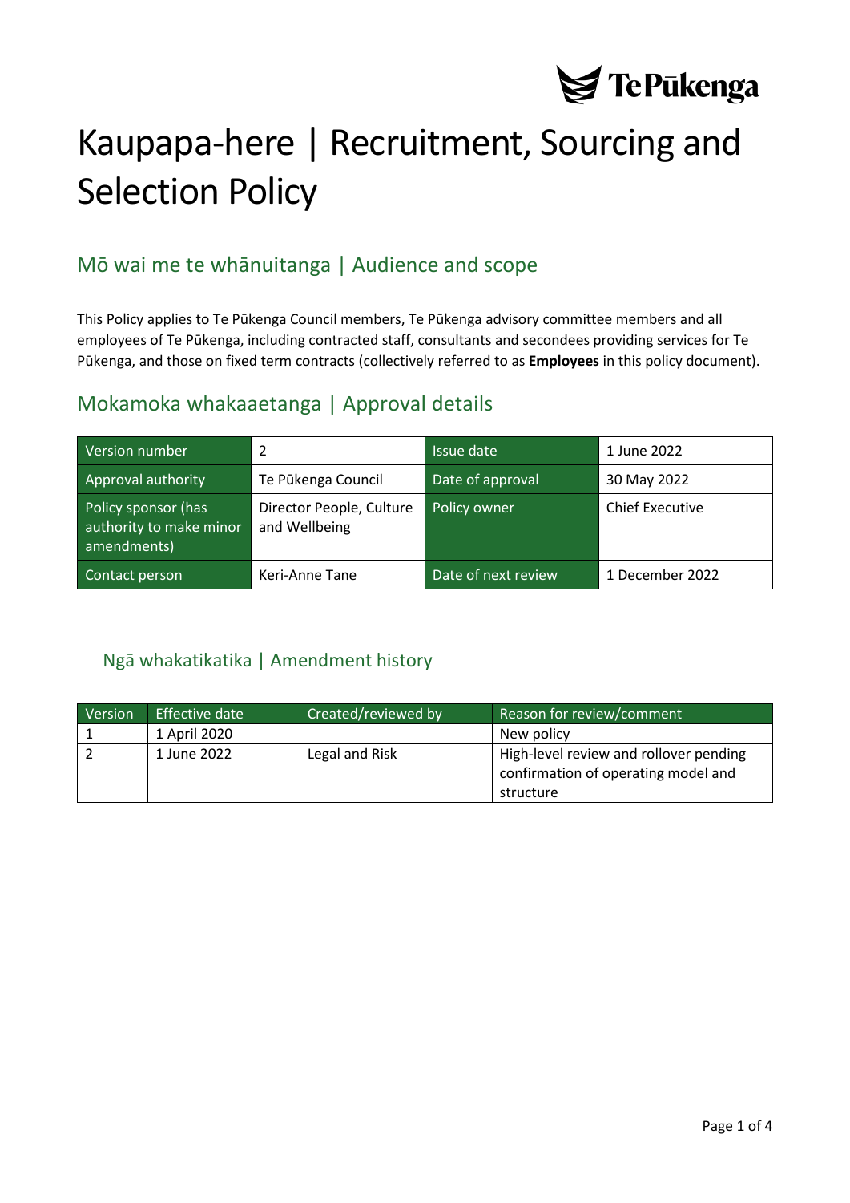# Kaupapa-here | Recruitment, Sourcing and Selection Policy

## Mō wai me te whānuitanga | Audience and scope

This Policy applies to Te Pūkenga Council members, Te Pūkenga advisory committee members and all employees of Te Pūkenga, including contracted staff, consultants and secondees providing services for Te Pūkenga, and those on fixed term contracts (collectively referred to as **Employees** in this policy document).

## Mokamoka whakaaetanga | Approval details

| Version number | 2 | Issue date | 1 June 2022 |
|---|---|---|---|
| Approval authority | Te Pūkenga Council | Date of approval | 30 May 2022 |
| Policy sponsor (has authority to make minor amendments) | Director People, Culture and Wellbeing | Policy owner | Chief Executive |
| Contact person | Keri-Anne Tane | Date of next review | 1 December 2022 |

## Ngā whakatikatika | Amendment history

| Version | Effective date | Created/reviewed by | Reason for review/comment |
|---|---|---|---|
| 1 | 1 April 2020 | | New policy |
| 2 | 1 June 2022 | Legal and Risk | High-level review and rollover pending confirmation of operating model and structure |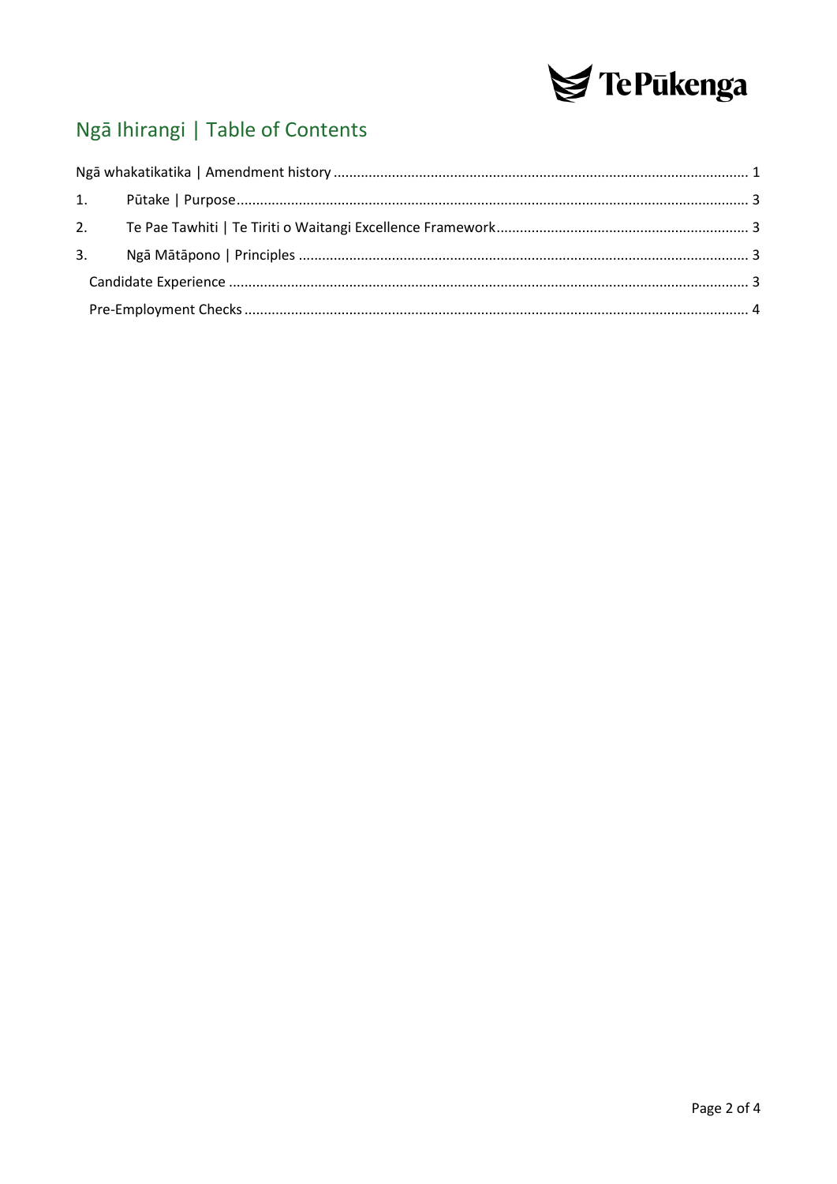## Ngā Ihirangi | Table of Contents

Ngā whakatikatika | Amendment history ........................................................................................................ 1

1. Pūtake | Purpose ........................................................................................................................ 3

2. Te Pae Tawhiti | Te Tiriti o Waitangi Excellence Framework ............................................................... 3

3. Ngā Mātāpono | Principles ........................................................................................................... 3

   Candidate Experience ................................................................................................................... 3

   Pre-Employment Checks ............................................................................................................... 4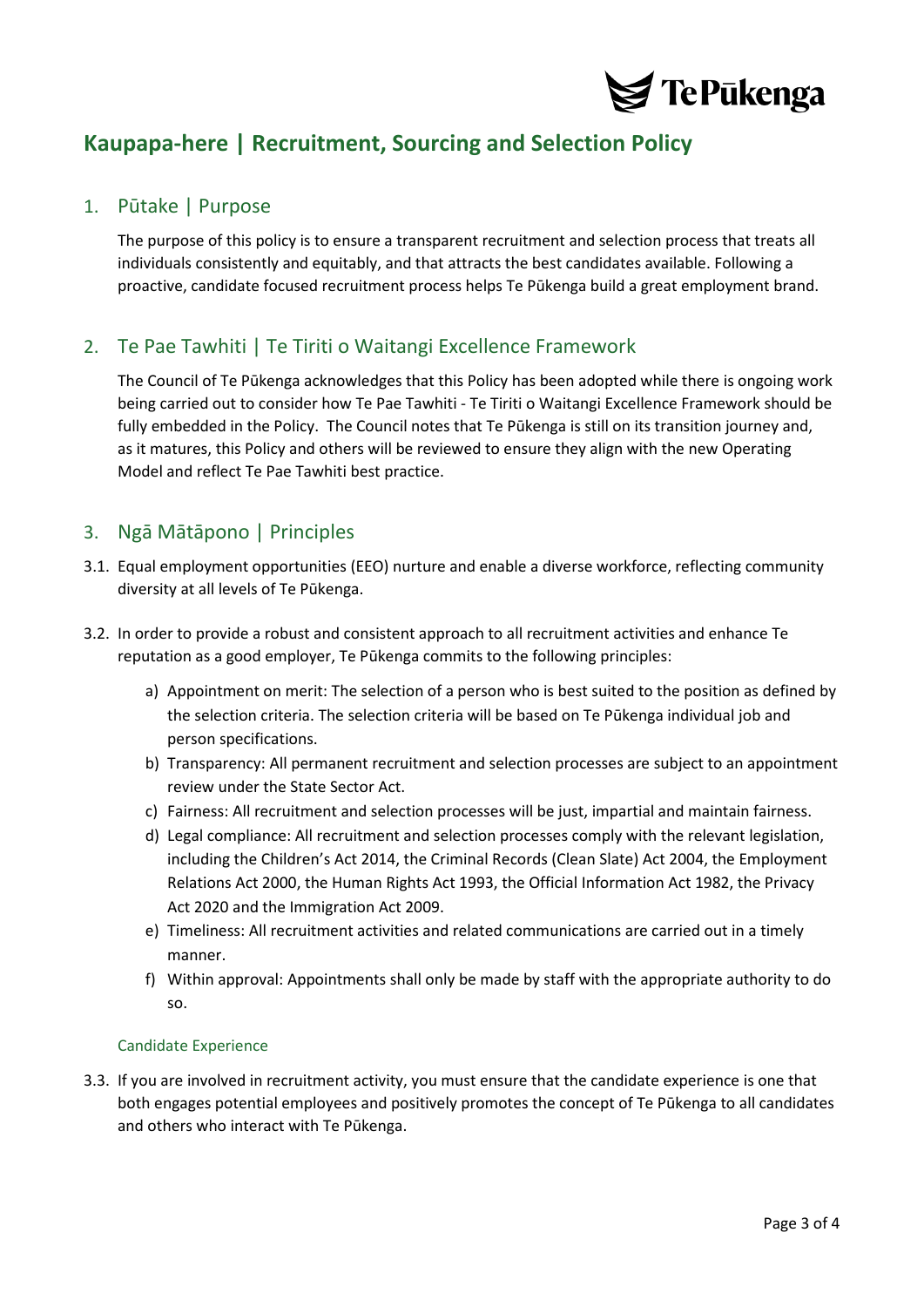# Kaupapa-here | Recruitment, Sourcing and Selection Policy

## 1. Pūtake | Purpose

The purpose of this policy is to ensure a transparent recruitment and selection process that treats all individuals consistently and equitably, and that attracts the best candidates available. Following a proactive, candidate focused recruitment process helps Te Pūkenga build a great employment brand.

## 2. Te Pae Tawhiti | Te Tiriti o Waitangi Excellence Framework

The Council of Te Pūkenga acknowledges that this Policy has been adopted while there is ongoing work being carried out to consider how Te Pae Tawhiti - Te Tiriti o Waitangi Excellence Framework should be fully embedded in the Policy. The Council notes that Te Pūkenga is still on its transition journey and, as it matures, this Policy and others will be reviewed to ensure they align with the new Operating Model and reflect Te Pae Tawhiti best practice.

## 3. Ngā Mātāpono | Principles

3.1. Equal employment opportunities (EEO) nurture and enable a diverse workforce, reflecting community diversity at all levels of Te Pūkenga.

3.2. In order to provide a robust and consistent approach to all recruitment activities and enhance Te reputation as a good employer, Te Pūkenga commits to the following principles:

a) Appointment on merit: The selection of a person who is best suited to the position as defined by the selection criteria. The selection criteria will be based on Te Pūkenga individual job and person specifications.

b) Transparency: All permanent recruitment and selection processes are subject to an appointment review under the State Sector Act.

c) Fairness: All recruitment and selection processes will be just, impartial and maintain fairness.

d) Legal compliance: All recruitment and selection processes comply with the relevant legislation, including the Children's Act 2014, the Criminal Records (Clean Slate) Act 2004, the Employment Relations Act 2000, the Human Rights Act 1993, the Official Information Act 1982, the Privacy Act 2020 and the Immigration Act 2009.

e) Timeliness: All recruitment activities and related communications are carried out in a timely manner.

f) Within approval: Appointments shall only be made by staff with the appropriate authority to do so.

### Candidate Experience

3.3. If you are involved in recruitment activity, you must ensure that the candidate experience is one that both engages potential employees and positively promotes the concept of Te Pūkenga to all candidates and others who interact with Te Pūkenga.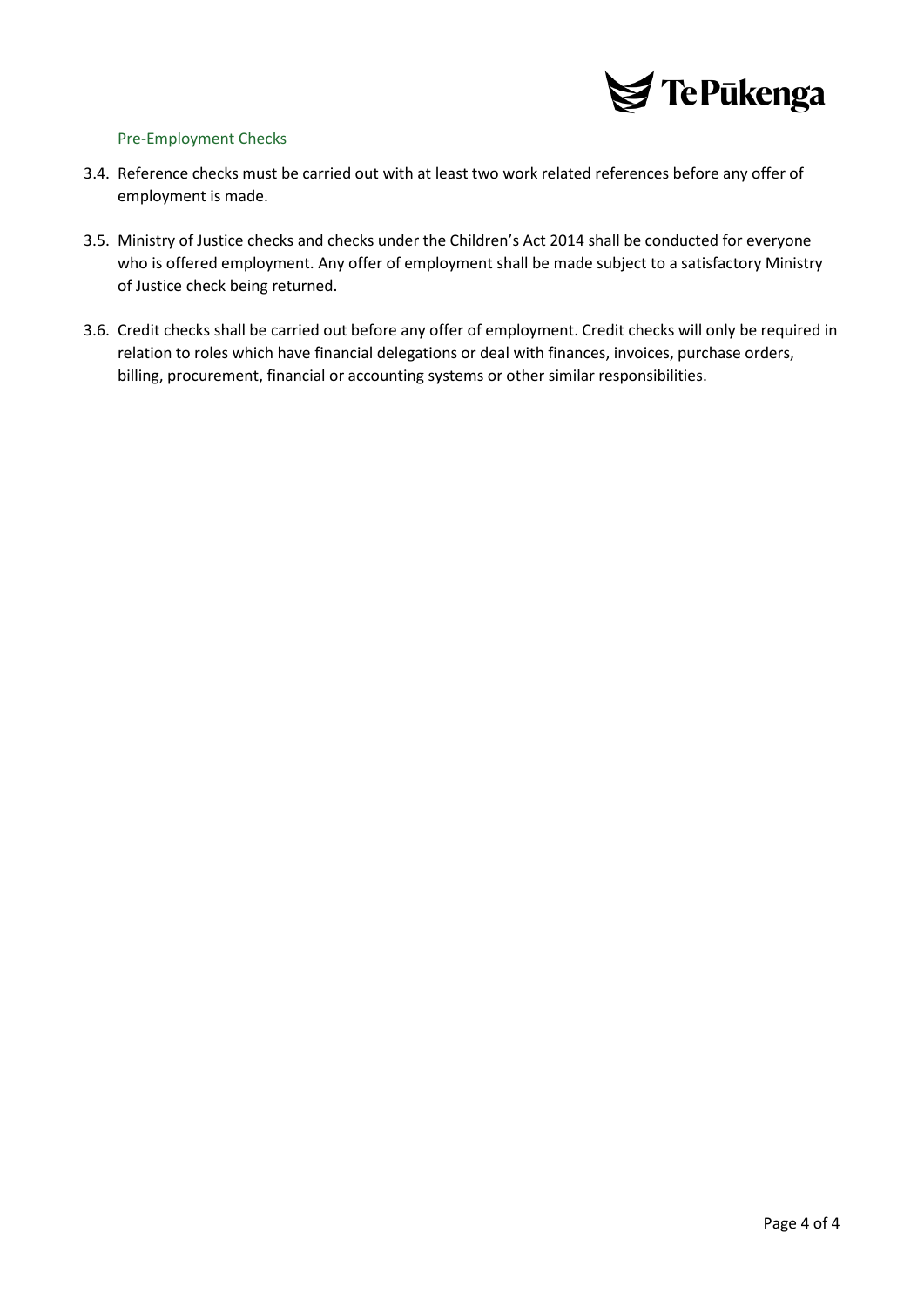### Pre-Employment Checks

3.4. Reference checks must be carried out with at least two work related references before any offer of employment is made.

3.5. Ministry of Justice checks and checks under the Children's Act 2014 shall be conducted for everyone who is offered employment. Any offer of employment shall be made subject to a satisfactory Ministry of Justice check being returned.

3.6. Credit checks shall be carried out before any offer of employment. Credit checks will only be required in relation to roles which have financial delegations or deal with finances, invoices, purchase orders, billing, procurement, financial or accounting systems or other similar responsibilities.